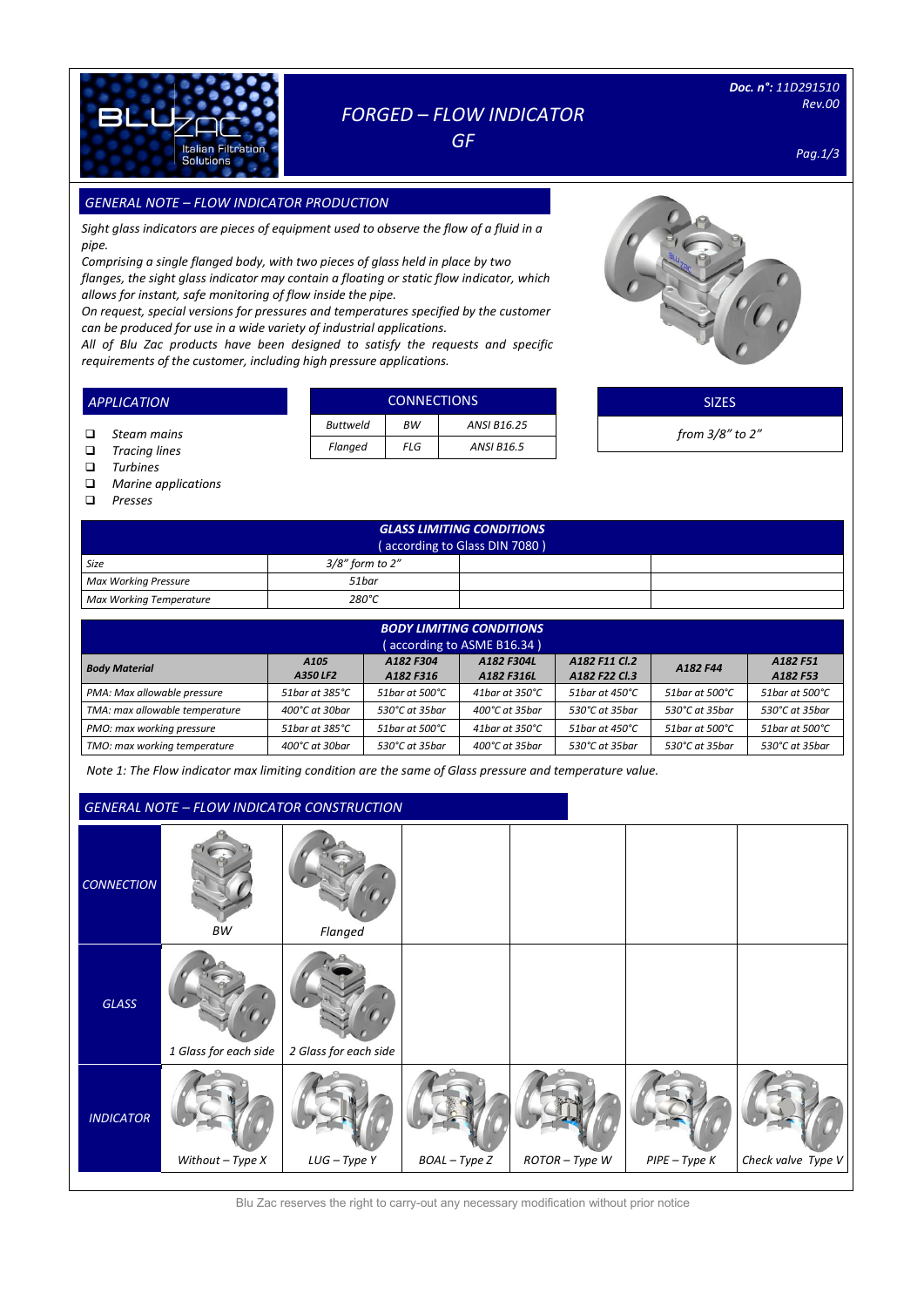# FORGED – FLOW INDICATOR GF

Doc. n°: 11D291510
Rev.00

## GENERAL NOTE – FLOW INDICATOR PRODUCTION

*Sight glass indicators are pieces of equipment used to observe the flow of a fluid in a pipe.*
*Comprising a single flanged body, with two pieces of glass held in place by two flanges, the sight glass indicator may contain a floating or static flow indicator, which allows for instant, safe monitoring of flow inside the pipe.*
*On request, special versions for pressures and temperatures specified by the customer can be produced for use in a wide variety of industrial applications.*
*All of Blu Zac products have been designed to satisfy the requests and specific requirements of the customer, including high pressure applications.*

## APPLICATION

- Steam mains
- Tracing lines
- Turbines
- Marine applications
- Presses

## CONNECTIONS

| Buttweld | BW | ANSI B16.25 |
|---|---|---|
| Flanged | FLG | ANSI B16.5 |

## SIZES

from 3/8" to 2"

## GLASS LIMITING CONDITIONS (according to Glass DIN 7080)

| Size | 3/8" form to 2" | | |
|---|---|---|---|
| Max Working Pressure | 51bar | | |
| Max Working Temperature | 280°C | | |

## BODY LIMITING CONDITIONS (according to ASME B16.34)

| Body Material | A105 A350 LF2 | A182 F304 A182 F316 | A182 F304L A182 F316L | A182 F11 Cl.2 A182 F22 Cl.3 | A182 F44 | A182 F51 A182 F53 |
|---|---|---|---|---|---|---|
| PMA: Max allowable pressure | 51bar at 385°C | 51bar at 500°C | 41bar at 350°C | 51bar at 450°C | 51bar at 500°C | 51bar at 500°C |
| TMA: max allowable temperature | 400°C at 30bar | 530°C at 35bar | 400°C at 35bar | 530°C at 35bar | 530°C at 35bar | 530°C at 35bar |
| PMO: max working pressure | 51bar at 385°C | 51bar at 500°C | 41bar at 350°C | 51bar at 450°C | 51bar at 500°C | 51bar at 500°C |
| TMO: max working temperature | 400°C at 30bar | 530°C at 35bar | 400°C at 35bar | 530°C at 35bar | 530°C at 35bar | 530°C at 35bar |

*Note 1: The Flow indicator max limiting condition are the same of Glass pressure and temperature value.*

## GENERAL NOTE – FLOW INDICATOR CONSTRUCTION

| | | | | | | |
|---|---|---|---|---|---|---|
| CONNECTION | BW | Flanged | | | | |
| GLASS | 1 Glass for each side | 2 Glass for each side | | | | |
| INDICATOR | Without – Type X | LUG – Type Y | BOAL – Type Z | ROTOR – Type W | PIPE – Type K | Check valve Type V |

Blu Zac reserves the right to carry-out any necessary modification without prior notice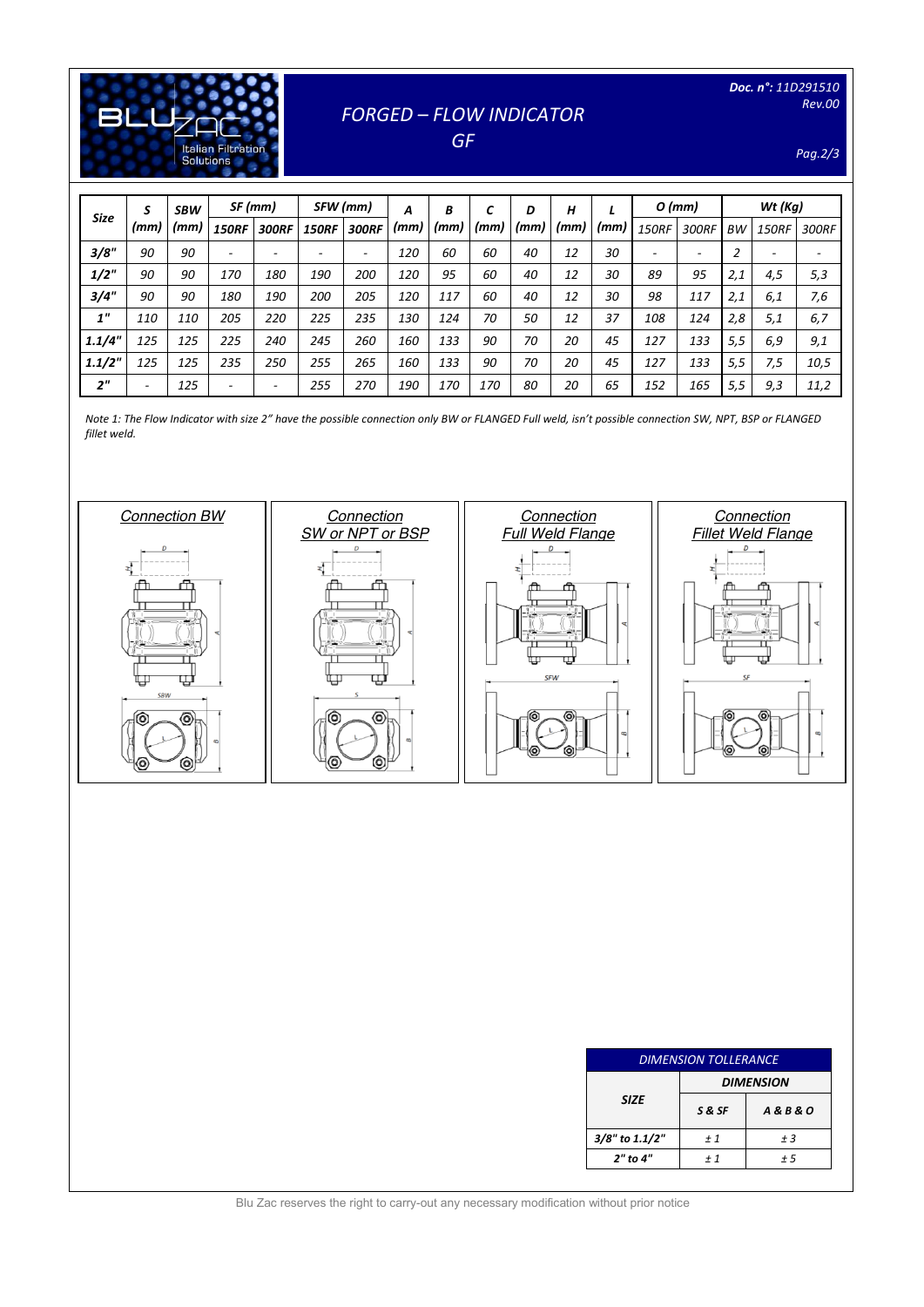# FORGED – FLOW INDICATOR GF

Doc. n°: 11D291510 Rev.00

| Size | S (mm) | SBW (mm) | SF (mm) | | SFW (mm) | | A (mm) | B (mm) | C (mm) | D (mm) | H (mm) | L (mm) | O (mm) | | Wt (Kg) | | |
|---|---|---|---|---|---|---|---|---|---|---|---|---|---|---|---|---|---|
| | | | 150RF | 300RF | 150RF | 300RF | | | | | | | 150RF | 300RF | BW | 150RF | 300RF |
| 3/8" | 90 | 90 | - | - | - | - | 120 | 60 | 60 | 40 | 12 | 30 | - | - | 2 | - | - |
| 1/2" | 90 | 90 | 170 | 180 | 190 | 200 | 120 | 95 | 60 | 40 | 12 | 30 | 89 | 95 | 2,1 | 4,5 | 5,3 |
| 3/4" | 90 | 90 | 180 | 190 | 200 | 205 | 120 | 117 | 60 | 40 | 12 | 30 | 98 | 117 | 2,1 | 6,1 | 7,6 |
| 1" | 110 | 110 | 205 | 220 | 225 | 235 | 130 | 124 | 70 | 50 | 12 | 37 | 108 | 124 | 2,8 | 5,1 | 6,7 |
| 1.1/4" | 125 | 125 | 225 | 240 | 245 | 260 | 160 | 133 | 90 | 70 | 20 | 45 | 127 | 133 | 5,5 | 6,9 | 9,1 |
| 1.1/2" | 125 | 125 | 235 | 250 | 255 | 265 | 160 | 133 | 90 | 70 | 20 | 45 | 127 | 133 | 5,5 | 7,5 | 10,5 |
| 2" | - | 125 | - | - | 255 | 270 | 190 | 170 | 170 | 80 | 20 | 65 | 152 | 165 | 5,5 | 9,3 | 11,2 |

*Note 1: The Flow Indicator with size 2" have the possible connection only BW or FLANGED Full weld, isn't possible connection SW, NPT, BSP or FLANGED fillet weld.*

Connection BW

Connection SW or NPT or BSP

Connection Full Weld Flange

Connection Fillet Weld Flange

| DIMENSION TOLLERANCE | | |
|---|---|---|
| SIZE | DIMENSION | |
| | S & SF | A & B & O |
| 3/8" to 1.1/2" | ± 1 | ± 3 |
| 2" to 4" | ± 1 | ± 5 |

Blu Zac reserves the right to carry-out any necessary modification without prior notice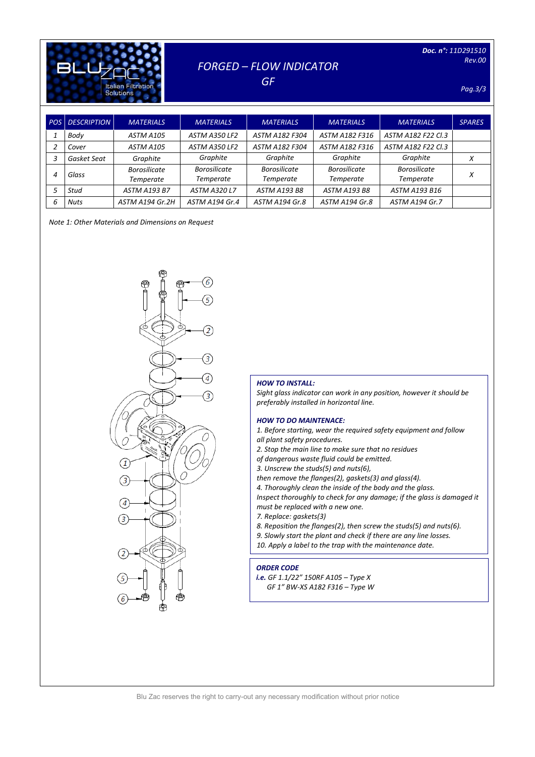| POS | DESCRIPTION | MATERIALS | MATERIALS | MATERIALS | MATERIALS | MATERIALS | SPARES |
|---|---|---|---|---|---|---|---|
| 1 | Body | ASTM A105 | ASTM A350 LF2 | ASTM A182 F304 | ASTM A182 F316 | ASTM A182 F22 Cl.3 | |
| 2 | Cover | ASTM A105 | ASTM A350 LF2 | ASTM A182 F304 | ASTM A182 F316 | ASTM A182 F22 Cl.3 | |
| 3 | Gasket Seat | Graphite | Graphite | Graphite | Graphite | Graphite | X |
| 4 | Glass | Borosilicate Temperate | Borosilicate Temperate | Borosilicate Temperate | Borosilicate Temperate | Borosilicate Temperate | X |
| 5 | Stud | ASTM A193 B7 | ASTM A320 L7 | ASTM A193 B8 | ASTM A193 B8 | ASTM A193 B16 | |
| 6 | Nuts | ASTM A194 Gr.2H | ASTM A194 Gr.4 | ASTM A194 Gr.8 | ASTM A194 Gr.8 | ASTM A194 Gr.7 | |

*Note 1: Other Materials and Dimensions on Request*

6
5
2
3
4
3
1
3
4
3
2
5
6

**HOW TO INSTALL:**

*Sight glass indicator can work in any position, however it should be preferably installed in horizontal line.*

**HOW TO DO MAINTENACE:**

*1. Before starting, wear the required safety equipment and follow all plant safety procedures.*
*2. Stop the main line to make sure that no residues of dangerous waste fluid could be emitted.*
*3. Unscrew the studs(5) and nuts(6), then remove the flanges(2), gaskets(3) and glass(4).*
*4. Thoroughly clean the inside of the body and the glass. Inspect thoroughly to check for any damage; if the glass is damaged it must be replaced with a new one.*
*7. Replace: gaskets(3)*
*8. Reposition the flanges(2), then screw the studs(5) and nuts(6).*
*9. Slowly start the plant and check if there are any line losses.*
*10. Apply a label to the trap with the maintenance date.*

**ORDER CODE**

***i.e.*** *GF 1.1/22" 150RF A105 – Type X*
*GF 1" BW-XS A182 F316 – Type W*

Blu Zac reserves the right to carry-out any necessary modification without prior notice